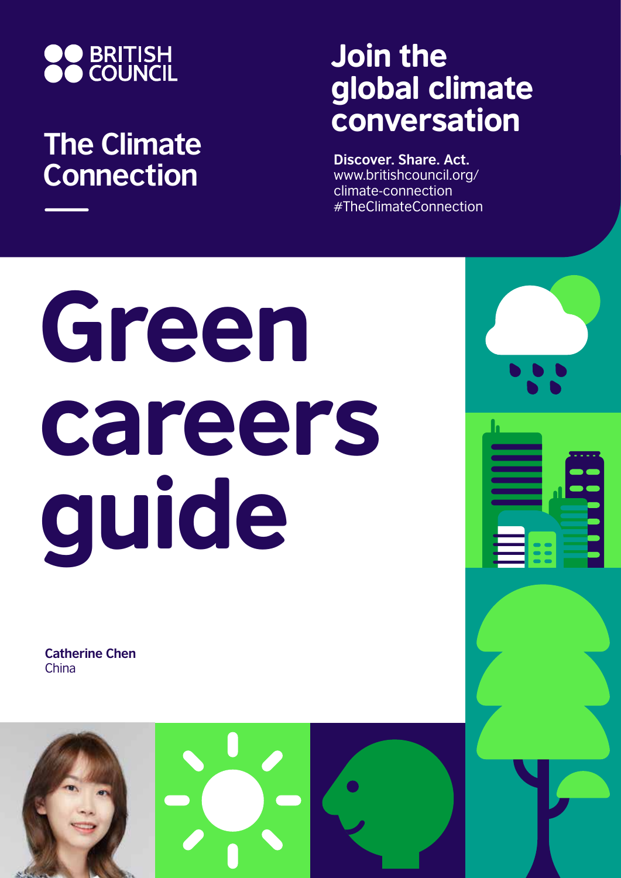BRITISH COUNCIL

## The Climate Connection

## Join the global climate conversation

**Discover. Share. Act.**
www.britishcouncil.org/climate-connection
#TheClimateConnection

# Green careers guide

**Catherine Chen**
China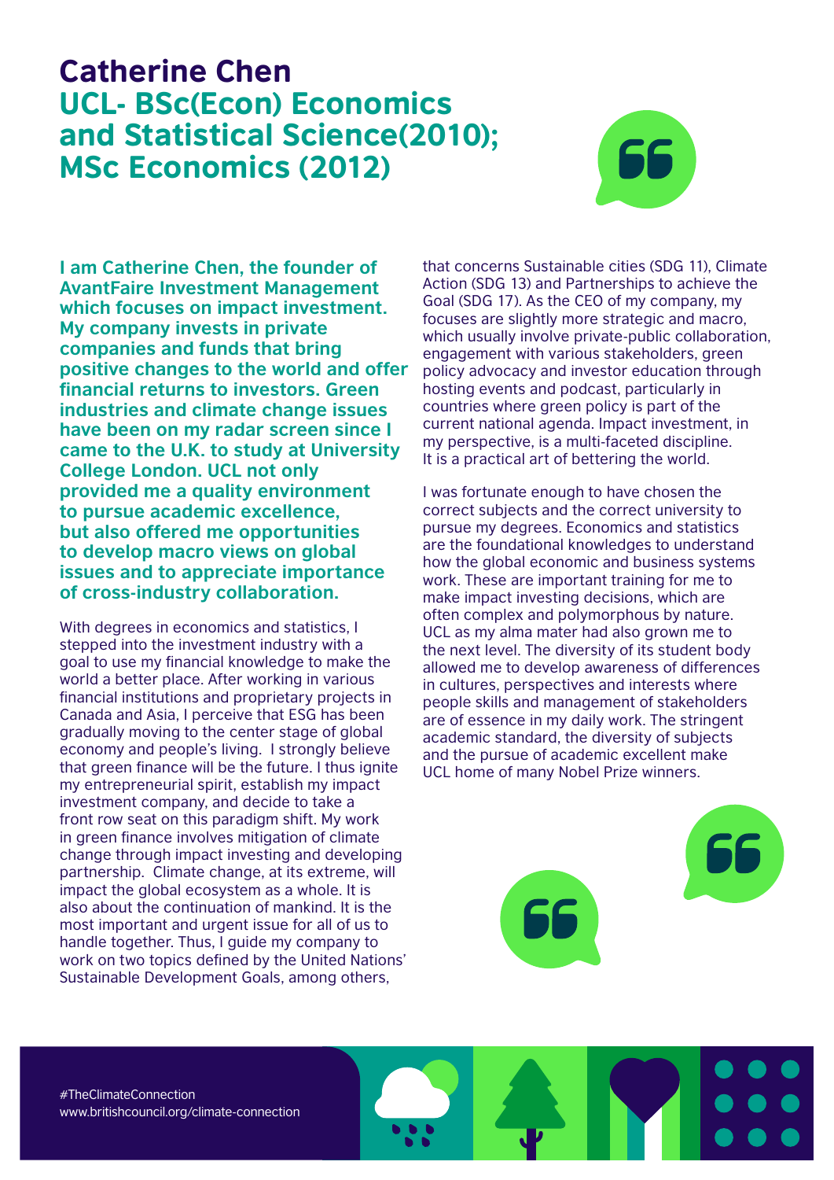# Catherine Chen

## UCL- BSc(Econ) Economics and Statistical Science(2010); MSc Economics (2012)

**I am Catherine Chen, the founder of AvantFaire Investment Management which focuses on impact investment. My company invests in private companies and funds that bring positive changes to the world and offer financial returns to investors. Green industries and climate change issues have been on my radar screen since I came to the U.K. to study at University College London. UCL not only provided me a quality environment to pursue academic excellence, but also offered me opportunities to develop macro views on global issues and to appreciate importance of cross-industry collaboration.**

With degrees in economics and statistics, I stepped into the investment industry with a goal to use my financial knowledge to make the world a better place. After working in various financial institutions and proprietary projects in Canada and Asia, I perceive that ESG has been gradually moving to the center stage of global economy and people's living. I strongly believe that green finance will be the future. I thus ignite my entrepreneurial spirit, establish my impact investment company, and decide to take a front row seat on this paradigm shift. My work in green finance involves mitigation of climate change through impact investing and developing partnership. Climate change, at its extreme, will impact the global ecosystem as a whole. It is also about the continuation of mankind. It is the most important and urgent issue for all of us to handle together. Thus, I guide my company to work on two topics defined by the United Nations' Sustainable Development Goals, among others, that concerns Sustainable cities (SDG 11), Climate Action (SDG 13) and Partnerships to achieve the Goal (SDG 17). As the CEO of my company, my focuses are slightly more strategic and macro, which usually involve private-public collaboration, engagement with various stakeholders, green policy advocacy and investor education through hosting events and podcast, particularly in countries where green policy is part of the current national agenda. Impact investment, in my perspective, is a multi-faceted discipline. It is a practical art of bettering the world.

I was fortunate enough to have chosen the correct subjects and the correct university to pursue my degrees. Economics and statistics are the foundational knowledges to understand how the global economic and business systems work. These are important training for me to make impact investing decisions, which are often complex and polymorphous by nature. UCL as my alma mater had also grown me to the next level. The diversity of its student body allowed me to develop awareness of differences in cultures, perspectives and interests where people skills and management of stakeholders are of essence in my daily work. The stringent academic standard, the diversity of subjects and the pursue of academic excellent make UCL home of many Nobel Prize winners.

#TheClimateConnection
www.britishcouncil.org/climate-connection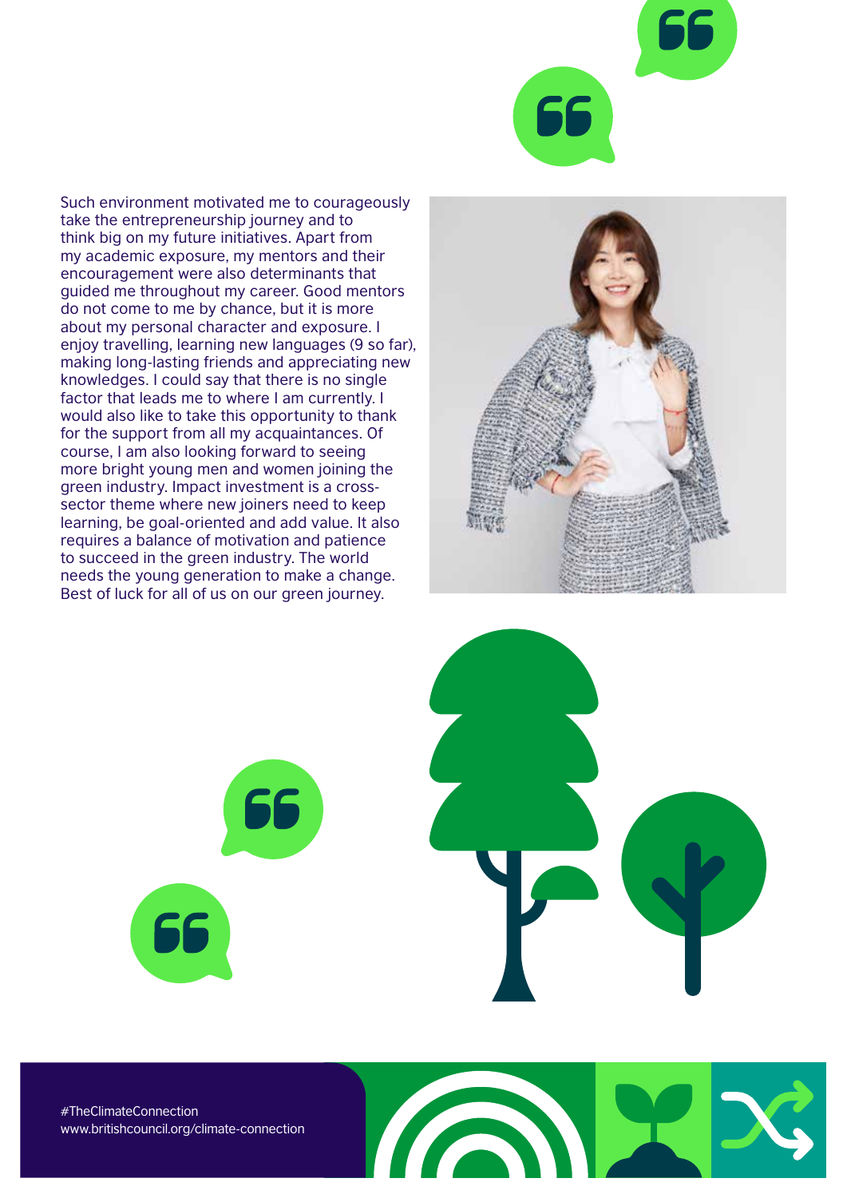Such environment motivated me to courageously take the entrepreneurship journey and to think big on my future initiatives. Apart from my academic exposure, my mentors and their encouragement were also determinants that guided me throughout my career. Good mentors do not come to me by chance, but it is more about my personal character and exposure. I enjoy travelling, learning new languages (9 so far), making long-lasting friends and appreciating new knowledges. I could say that there is no single factor that leads me to where I am currently. I would also like to take this opportunity to thank for the support from all my acquaintances. Of course, I am also looking forward to seeing more bright young men and women joining the green industry. Impact investment is a cross-sector theme where new joiners need to keep learning, be goal-oriented and add value. It also requires a balance of motivation and patience to succeed in the green industry. The world needs the young generation to make a change. Best of luck for all of us on our green journey.

#TheClimateConnection
www.britishcouncil.org/climate-connection